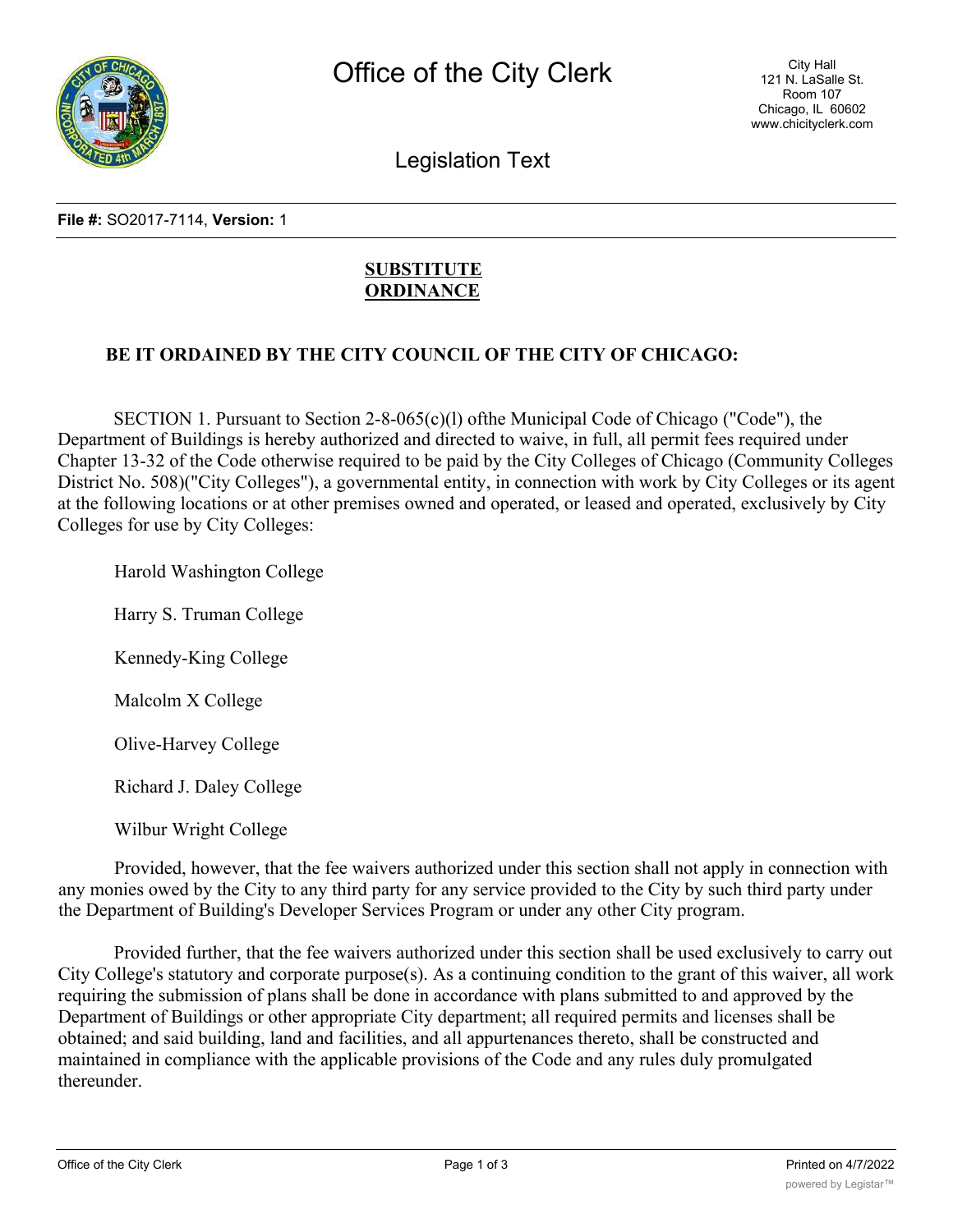# Office of the City Clerk

City Hall
121 N. LaSalle St.
Room 107
Chicago, IL 60602
www.chicityclerk.com

## Legislation Text

**File #:** SO2017-7114, **Version:** 1

**SUBSTITUTE ORDINANCE**

**BE IT ORDAINED BY THE CITY COUNCIL OF THE CITY OF CHICAGO:**

SECTION 1. Pursuant to Section 2-8-065(c)(l) ofthe Municipal Code of Chicago ("Code"), the Department of Buildings is hereby authorized and directed to waive, in full, all permit fees required under Chapter 13-32 of the Code otherwise required to be paid by the City Colleges of Chicago (Community Colleges District No. 508)("City Colleges"), a governmental entity, in connection with work by City Colleges or its agent at the following locations or at other premises owned and operated, or leased and operated, exclusively by City Colleges for use by City Colleges:

Harold Washington College

Harry S. Truman College

Kennedy-King College

Malcolm X College

Olive-Harvey College

Richard J. Daley College

Wilbur Wright College

Provided, however, that the fee waivers authorized under this section shall not apply in connection with any monies owed by the City to any third party for any service provided to the City by such third party under the Department of Building's Developer Services Program or under any other City program.

Provided further, that the fee waivers authorized under this section shall be used exclusively to carry out City College's statutory and corporate purpose(s). As a continuing condition to the grant of this waiver, all work requiring the submission of plans shall be done in accordance with plans submitted to and approved by the Department of Buildings or other appropriate City department; all required permits and licenses shall be obtained; and said building, land and facilities, and all appurtenances thereto, shall be constructed and maintained in compliance with the applicable provisions of the Code and any rules duly promulgated thereunder.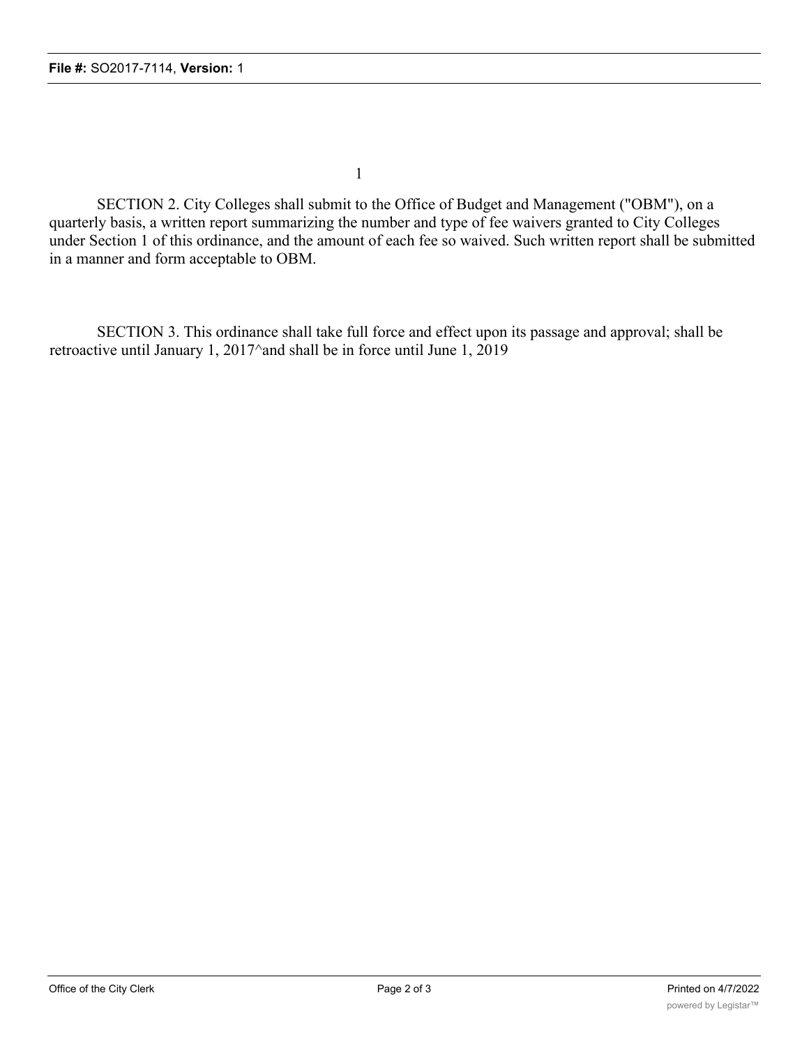1

SECTION 2. City Colleges shall submit to the Office of Budget and Management ("OBM"), on a quarterly basis, a written report summarizing the number and type of fee waivers granted to City Colleges under Section 1 of this ordinance, and the amount of each fee so waived. Such written report shall be submitted in a manner and form acceptable to OBM.

SECTION 3. This ordinance shall take full force and effect upon its passage and approval; shall be retroactive until January 1, 2017^and shall be in force until June 1, 2019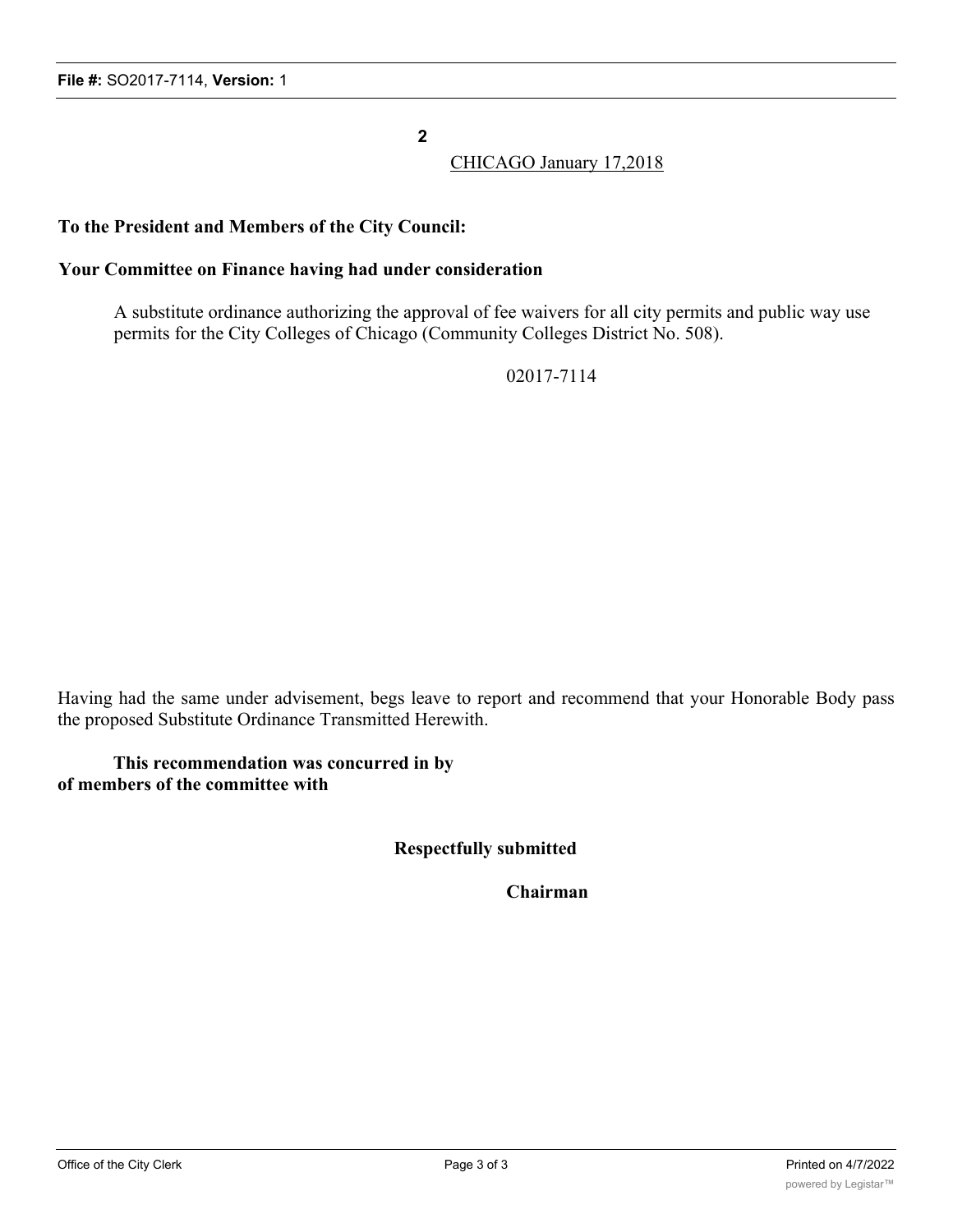**2**

CHICAGO January 17,2018

**To the President and Members of the City Council:**

**Your Committee on Finance having had under consideration**

A substitute ordinance authorizing the approval of fee waivers for all city permits and public way use permits for the City Colleges of Chicago (Community Colleges District No. 508).

02017-7114

Having had the same under advisement, begs leave to report and recommend that your Honorable Body pass the proposed Substitute Ordinance Transmitted Herewith.

**This recommendation was concurred in by**
**of members of the committee with**

**Respectfully submitted**

**Chairman**